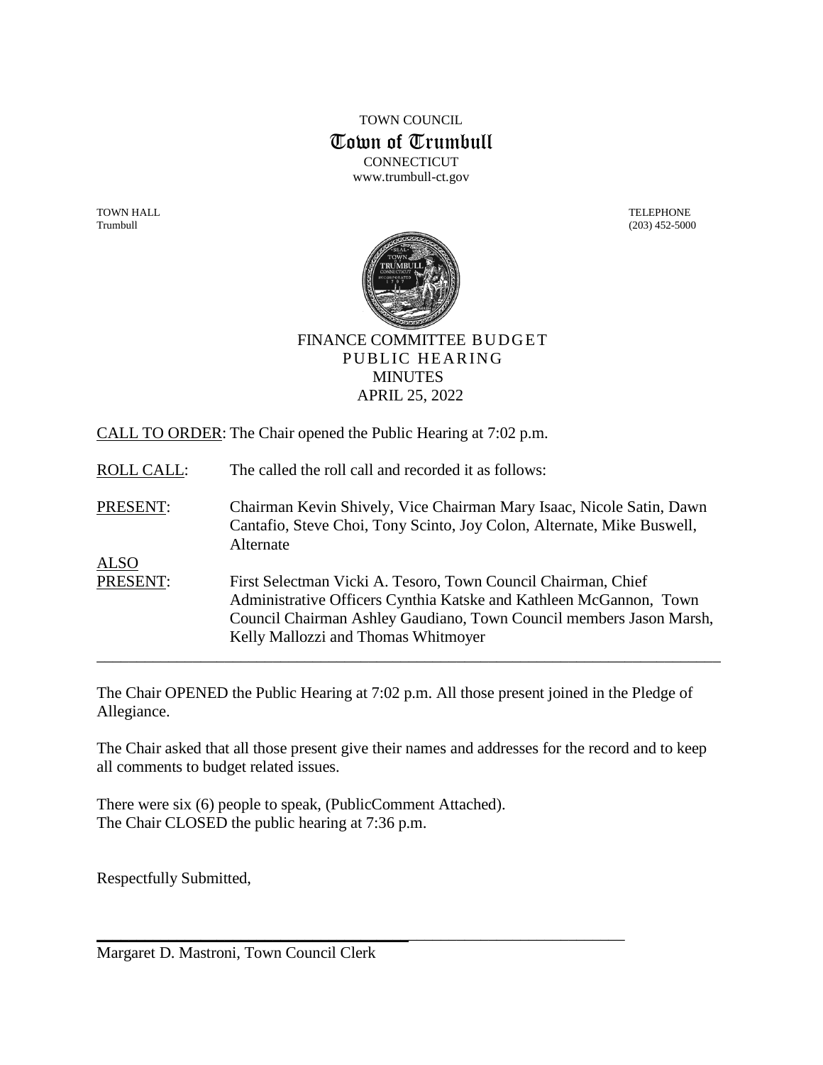TOWN COUNCIL

# Town of Trumbull

CONNECTICUT

www.trumbull-ct.gov

TOWN HALL
Trumbull

TELEPHONE
(203) 452-5000

## FINANCE COMMITTEE BUDGET PUBLIC HEARING MINUTES APRIL 25, 2022

CALL TO ORDER: The Chair opened the Public Hearing at 7:02 p.m.

ROLL CALL: The called the roll call and recorded it as follows:

PRESENT: Chairman Kevin Shively, Vice Chairman Mary Isaac, Nicole Satin, Dawn Cantafio, Steve Choi, Tony Scinto, Joy Colon, Alternate, Mike Buswell, Alternate

ALSO PRESENT: First Selectman Vicki A. Tesoro, Town Council Chairman, Chief Administrative Officers Cynthia Katske and Kathleen McGannon, Town Council Chairman Ashley Gaudiano, Town Council members Jason Marsh, Kelly Mallozzi and Thomas Whitmoyer

---

The Chair OPENED the Public Hearing at 7:02 p.m. All those present joined in the Pledge of Allegiance.

The Chair asked that all those present give their names and addresses for the record and to keep all comments to budget related issues.

There were six (6) people to speak, (PublicComment Attached).
The Chair CLOSED the public hearing at 7:36 p.m.

Respectfully Submitted,

______________________________

Margaret D. Mastroni, Town Council Clerk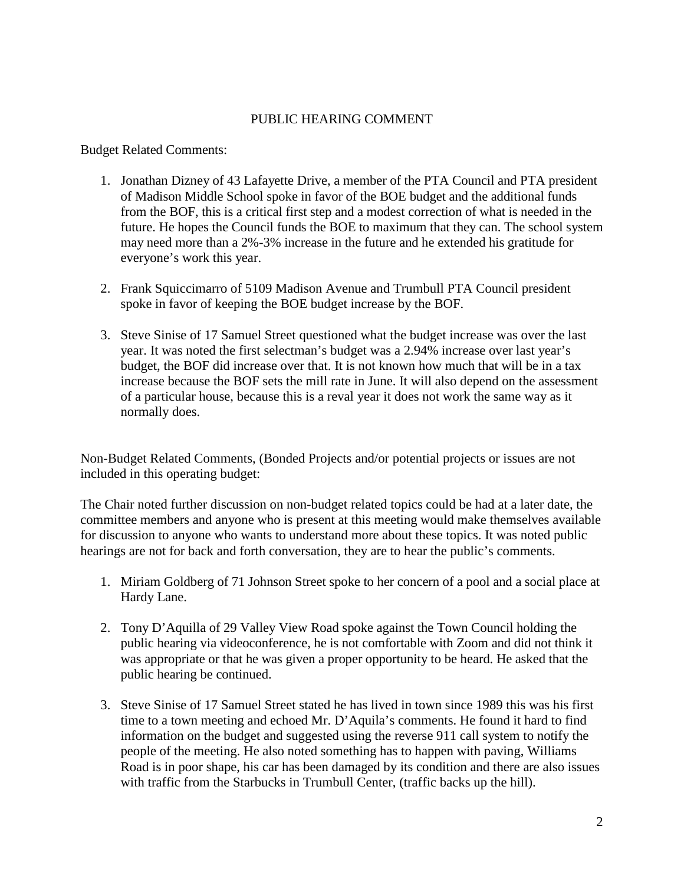## PUBLIC HEARING COMMENT

Budget Related Comments:

1. Jonathan Dizney of 43 Lafayette Drive, a member of the PTA Council and PTA president of Madison Middle School spoke in favor of the BOE budget and the additional funds from the BOF, this is a critical first step and a modest correction of what is needed in the future. He hopes the Council funds the BOE to maximum that they can. The school system may need more than a 2%-3% increase in the future and he extended his gratitude for everyone's work this year.

2. Frank Squiccimarro of 5109 Madison Avenue and Trumbull PTA Council president spoke in favor of keeping the BOE budget increase by the BOF.

3. Steve Sinise of 17 Samuel Street questioned what the budget increase was over the last year. It was noted the first selectman's budget was a 2.94% increase over last year's budget, the BOF did increase over that. It is not known how much that will be in a tax increase because the BOF sets the mill rate in June. It will also depend on the assessment of a particular house, because this is a reval year it does not work the same way as it normally does.

Non-Budget Related Comments, (Bonded Projects and/or potential projects or issues are not included in this operating budget:

The Chair noted further discussion on non-budget related topics could be had at a later date, the committee members and anyone who is present at this meeting would make themselves available for discussion to anyone who wants to understand more about these topics. It was noted public hearings are not for back and forth conversation, they are to hear the public's comments.

1. Miriam Goldberg of 71 Johnson Street spoke to her concern of a pool and a social place at Hardy Lane.

2. Tony D'Aquilla of 29 Valley View Road spoke against the Town Council holding the public hearing via videoconference, he is not comfortable with Zoom and did not think it was appropriate or that he was given a proper opportunity to be heard. He asked that the public hearing be continued.

3. Steve Sinise of 17 Samuel Street stated he has lived in town since 1989 this was his first time to a town meeting and echoed Mr. D'Aquila's comments. He found it hard to find information on the budget and suggested using the reverse 911 call system to notify the people of the meeting. He also noted something has to happen with paving, Williams Road is in poor shape, his car has been damaged by its condition and there are also issues with traffic from the Starbucks in Trumbull Center, (traffic backs up the hill).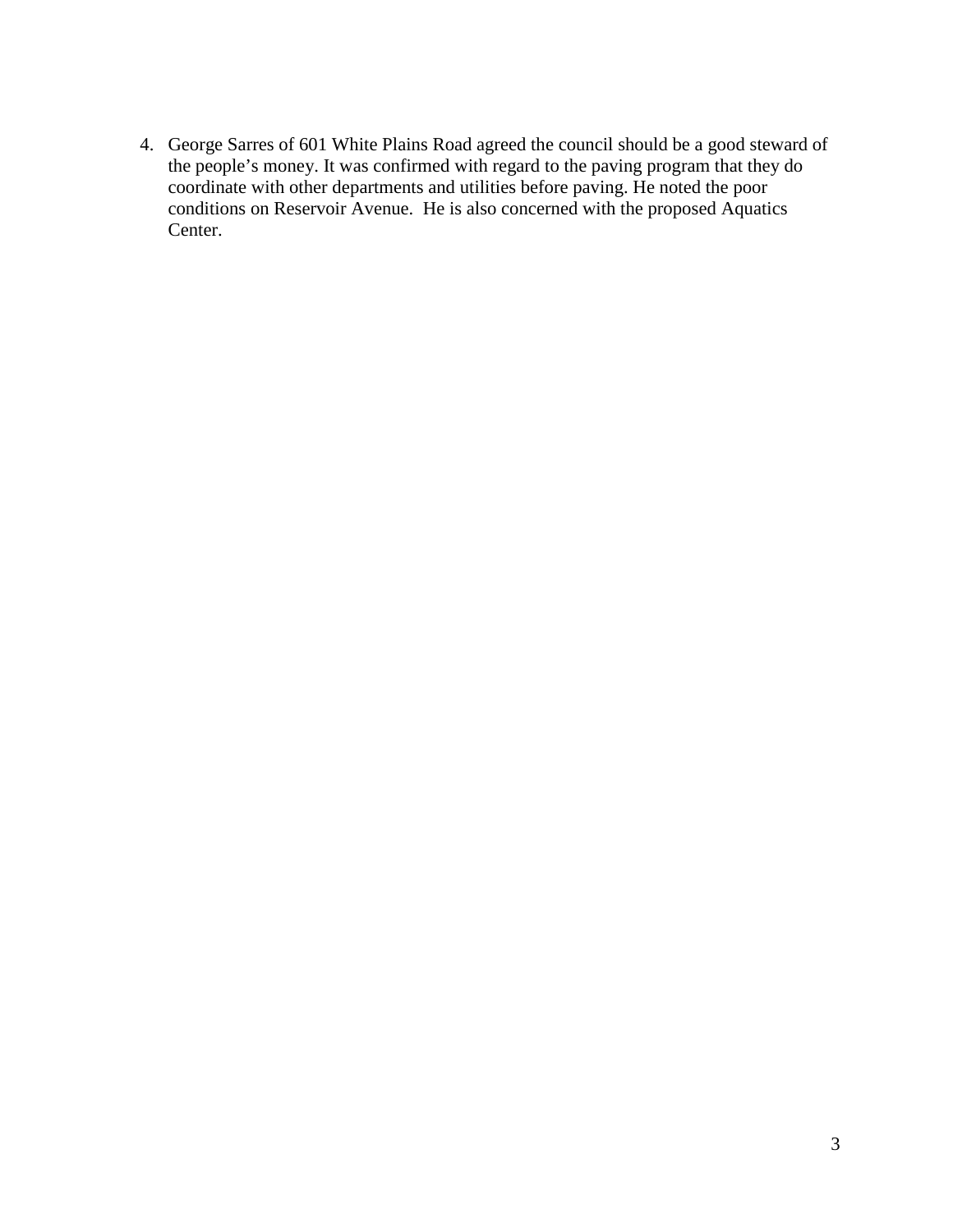4. George Sarres of 601 White Plains Road agreed the council should be a good steward of the people's money. It was confirmed with regard to the paving program that they do coordinate with other departments and utilities before paving. He noted the poor conditions on Reservoir Avenue. He is also concerned with the proposed Aquatics Center.